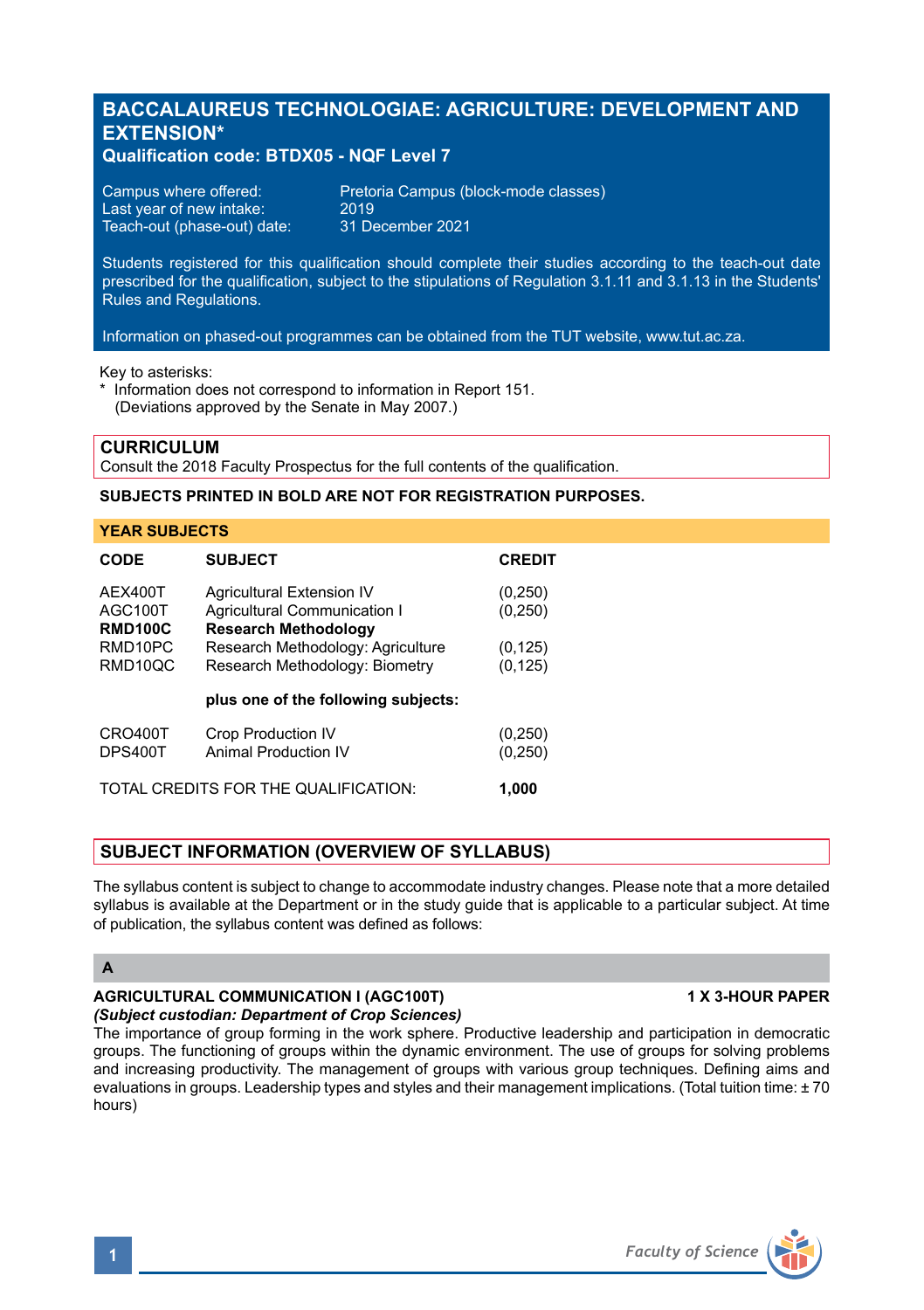# BACCALAUREUS TECHNOLOGIAE: AGRICULTURE: DEVELOPMENT AND EXTENSION*

### Qualification code: BTDX05 - NQF Level 7

| | |
|---|---|
| Campus where offered: | Pretoria Campus (block-mode classes) |
| Last year of new intake: | 2019 |
| Teach-out (phase-out) date: | 31 December 2021 |

Students registered for this qualification should complete their studies according to the teach-out date prescribed for the qualification, subject to the stipulations of Regulation 3.1.11 and 3.1.13 in the Students' Rules and Regulations.

Information on phased-out programmes can be obtained from the TUT website, www.tut.ac.za.

Key to asterisks:
* Information does not correspond to information in Report 151.
  (Deviations approved by the Senate in May 2007.)

## CURRICULUM

Consult the 2018 Faculty Prospectus for the full contents of the qualification.

**SUBJECTS PRINTED IN BOLD ARE NOT FOR REGISTRATION PURPOSES.**

### YEAR SUBJECTS

| CODE | SUBJECT | CREDIT |
|---|---|---|
| AEX400T | Agricultural Extension IV | (0,250) |
| AGC100T | Agricultural Communication I | (0,250) |
| **RMD100C** | **Research Methodology** | |
| RMD10PC | Research Methodology: Agriculture | (0,125) |
| RMD10QC | Research Methodology: Biometry | (0,125) |
| | **plus one of the following subjects:** | |
| CRO400T | Crop Production IV | (0,250) |
| DPS400T | Animal Production IV | (0,250) |
| TOTAL CREDITS FOR THE QUALIFICATION: | | **1,000** |

## SUBJECT INFORMATION (OVERVIEW OF SYLLABUS)

The syllabus content is subject to change to accommodate industry changes. Please note that a more detailed syllabus is available at the Department or in the study guide that is applicable to a particular subject. At time of publication, the syllabus content was defined as follows:

### A

**AGRICULTURAL COMMUNICATION I (AGC100T)** **1 X 3-HOUR PAPER**
***(Subject custodian: Department of Crop Sciences)***
The importance of group forming in the work sphere. Productive leadership and participation in democratic groups. The functioning of groups within the dynamic environment. The use of groups for solving problems and increasing productivity. The management of groups with various group techniques. Defining aims and evaluations in groups. Leadership types and styles and their management implications. (Total tuition time: ± 70 hours)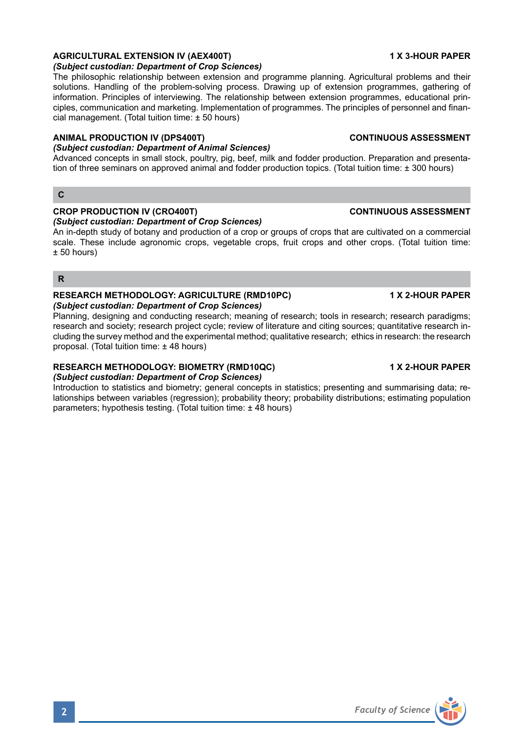**AGRICULTURAL EXTENSION IV (AEX400T)** **1 X 3-HOUR PAPER**
***(Subject custodian: Department of Crop Sciences)***
The philosophic relationship between extension and programme planning. Agricultural problems and their solutions. Handling of the problem-solving process. Drawing up of extension programmes, gathering of information. Principles of interviewing. The relationship between extension programmes, educational principles, communication and marketing. Implementation of programmes. The principles of personnel and financial management. (Total tuition time: ± 50 hours)

**ANIMAL PRODUCTION IV (DPS400T)** **CONTINUOUS ASSESSMENT**
***(Subject custodian: Department of Animal Sciences)***
Advanced concepts in small stock, poultry, pig, beef, milk and fodder production. Preparation and presentation of three seminars on approved animal and fodder production topics. (Total tuition time: ± 300 hours)

## C

**CROP PRODUCTION IV (CRO400T)** **CONTINUOUS ASSESSMENT**
***(Subject custodian: Department of Crop Sciences)***
An in-depth study of botany and production of a crop or groups of crops that are cultivated on a commercial scale. These include agronomic crops, vegetable crops, fruit crops and other crops. (Total tuition time: ± 50 hours)

## R

**RESEARCH METHODOLOGY: AGRICULTURE (RMD10PC)** **1 X 2-HOUR PAPER**
***(Subject custodian: Department of Crop Sciences)***
Planning, designing and conducting research; meaning of research; tools in research; research paradigms; research and society; research project cycle; review of literature and citing sources; quantitative research including the survey method and the experimental method; qualitative research; ethics in research: the research proposal. (Total tuition time: ± 48 hours)

**RESEARCH METHODOLOGY: BIOMETRY (RMD10QC)** **1 X 2-HOUR PAPER**
***(Subject custodian: Department of Crop Sciences)***
Introduction to statistics and biometry; general concepts in statistics; presenting and summarising data; relationships between variables (regression); probability theory; probability distributions; estimating population parameters; hypothesis testing. (Total tuition time: ± 48 hours)